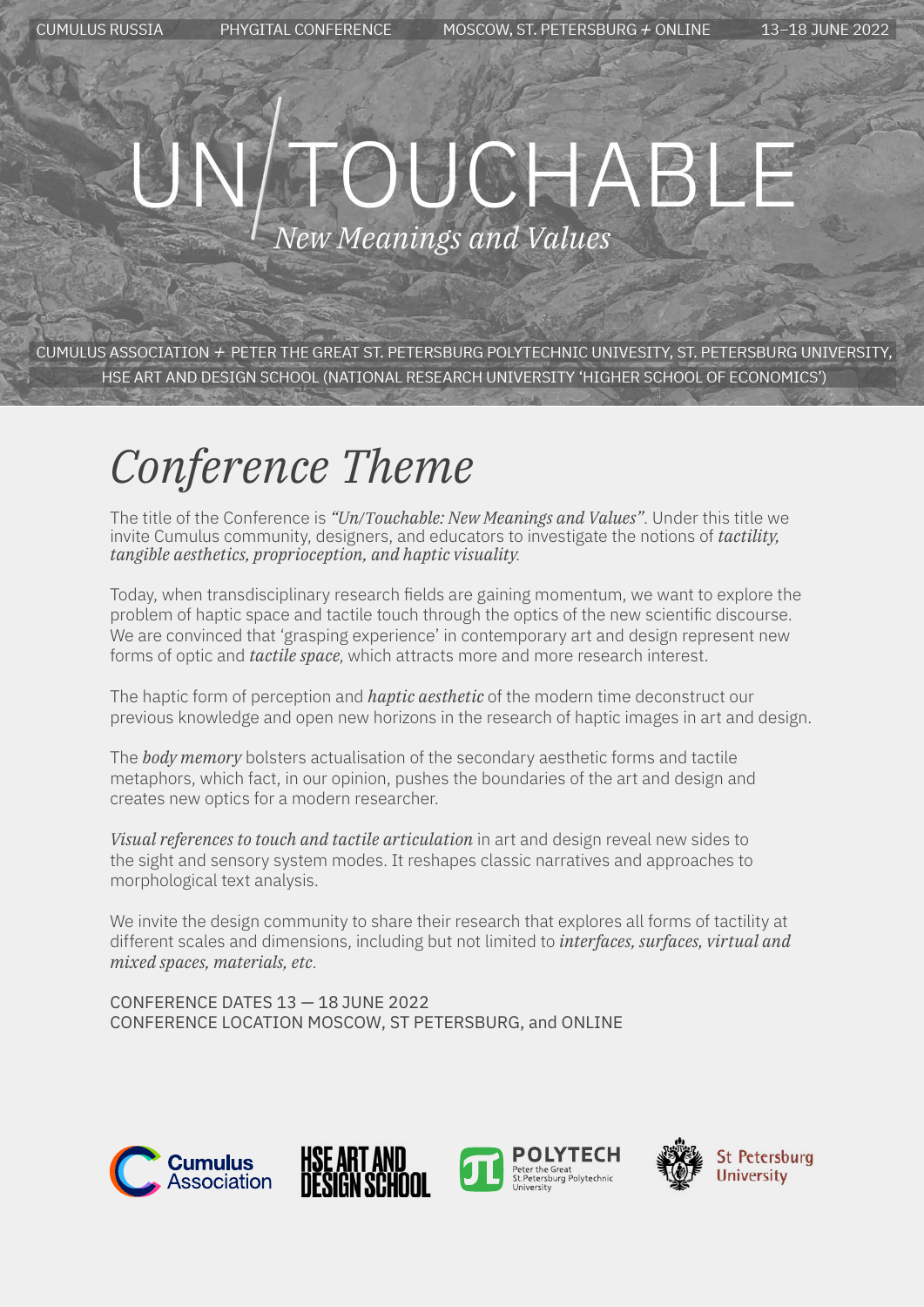CUMULUS RUSSIA PHYGITAL CONFERENCE MOSCOW, ST. PETERSBURG + ONLINE 13–18 JUNE 2022

# UN/TOUCHABLE

*New Meanings and Values*

CUMULUS ASSOCIATION + PETER THE GREAT ST. PETERSBURG POLYTECHNIC UNIVESITY, ST. PETERSBURG UNIVERSITY, HSE ART AND DESIGN SCHOOL (NATIONAL RESEARCH UNIVERSITY 'HIGHER SCHOOL OF ECONOMICS')

## *Conference Theme*

The title of the Conference is *"Un/Touchable: New Meanings and Values"*. Under this title we invite Cumulus community, designers, and educators to investigate the notions of *tactility, tangible aesthetics, proprioception, and haptic visuality.*

Today, when transdisciplinary research fields are gaining momentum, we want to explore the problem of haptic space and tactile touch through the optics of the new scientific discourse. We are convinced that 'grasping experience' in contemporary art and design represent new forms of optic and *tactile space*, which attracts more and more research interest.

The haptic form of perception and *haptic aesthetic* of the modern time deconstruct our previous knowledge and open new horizons in the research of haptic images in art and design.

The *body memory* bolsters actualisation of the secondary aesthetic forms and tactile metaphors, which fact, in our opinion, pushes the boundaries of the art and design and creates new optics for a modern researcher.

*Visual references to touch and tactile articulation* in art and design reveal new sides to the sight and sensory system modes. It reshapes classic narratives and approaches to morphological text analysis.

We invite the design community to share their research that explores all forms of tactility at different scales and dimensions, including but not limited to *interfaces, surfaces, virtual and mixed spaces, materials, etc.*

CONFERENCE DATES 13 — 18 JUNE 2022
CONFERENCE LOCATION MOSCOW, ST PETERSBURG, and ONLINE

Cumulus Association  HSE ART AND DESIGN SCHOOL  POLYTECH Peter the Great St.Petersburg Polytechnic University  St Petersburg University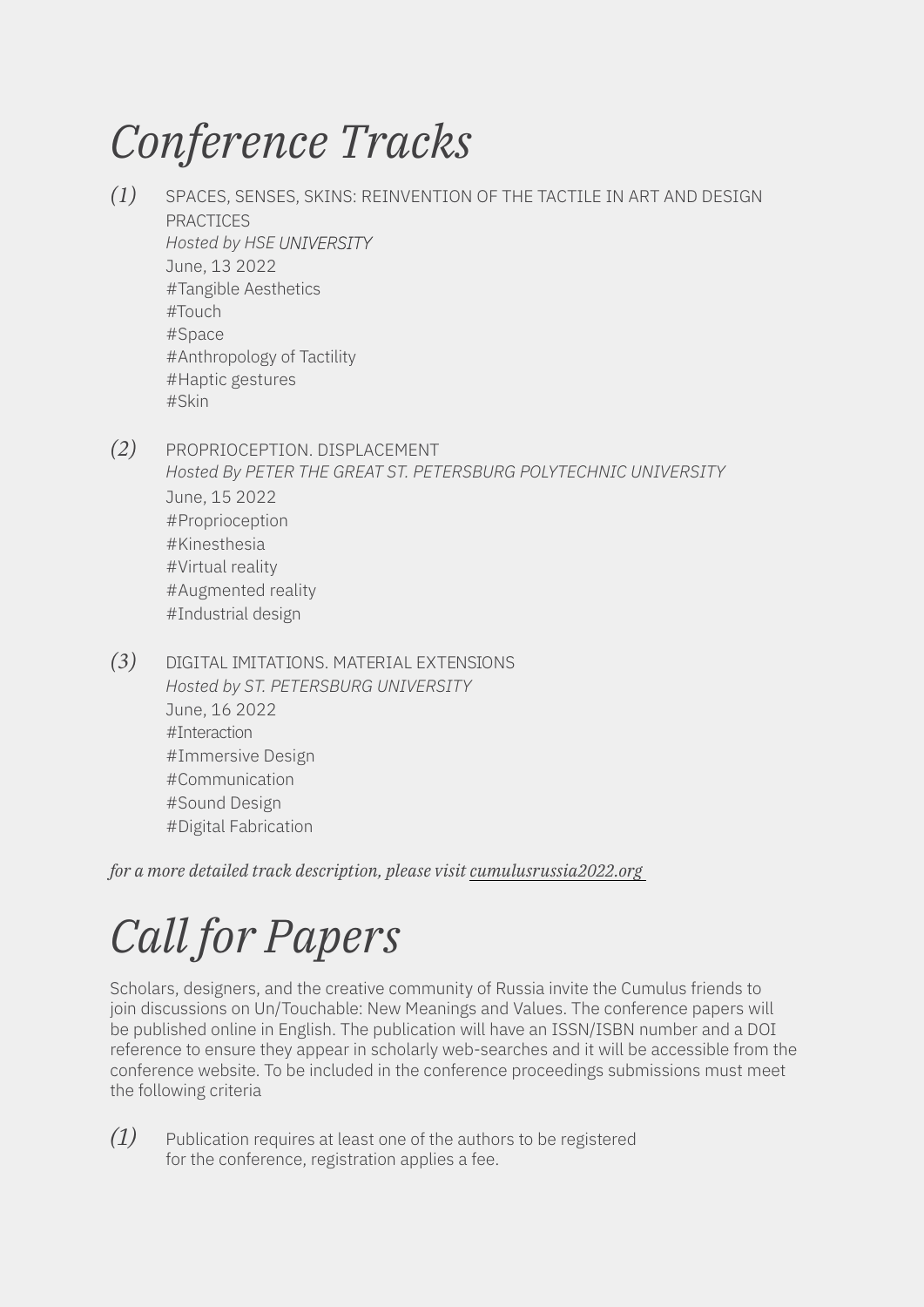# *Conference Tracks*

*(1)* SPACES, SENSES, SKINS: REINVENTION OF THE TACTILE IN ART AND DESIGN PRACTICES
*Hosted by HSE UNIVERSITY*
June, 13 2022
#Tangible Aesthetics
#Touch
#Space
#Anthropology of Tactility
#Haptic gestures
#Skin

*(2)* PROPRIOCEPTION. DISPLACEMENT
*Hosted By PETER THE GREAT ST. PETERSBURG POLYTECHNIC UNIVERSITY*
June, 15 2022
#Proprioception
#Kinesthesia
#Virtual reality
#Augmented reality
#Industrial design

*(3)* DIGITAL IMITATIONS. MATERIAL EXTENSIONS
*Hosted by ST. PETERSBURG UNIVERSITY*
June, 16 2022
#Interaction
#Immersive Design
#Communication
#Sound Design
#Digital Fabrication

*for a more detailed track description, please visit cumulusrussia2022.org*

# *Call for Papers*

Scholars, designers, and the creative community of Russia invite the Cumulus friends to join discussions on Un/Touchable: New Meanings and Values. The conference papers will be published online in English. The publication will have an ISSN/ISBN number and a DOI reference to ensure they appear in scholarly web-searches and it will be accessible from the conference website. To be included in the conference proceedings submissions must meet the following criteria

*(1)* Publication requires at least one of the authors to be registered for the conference, registration applies a fee.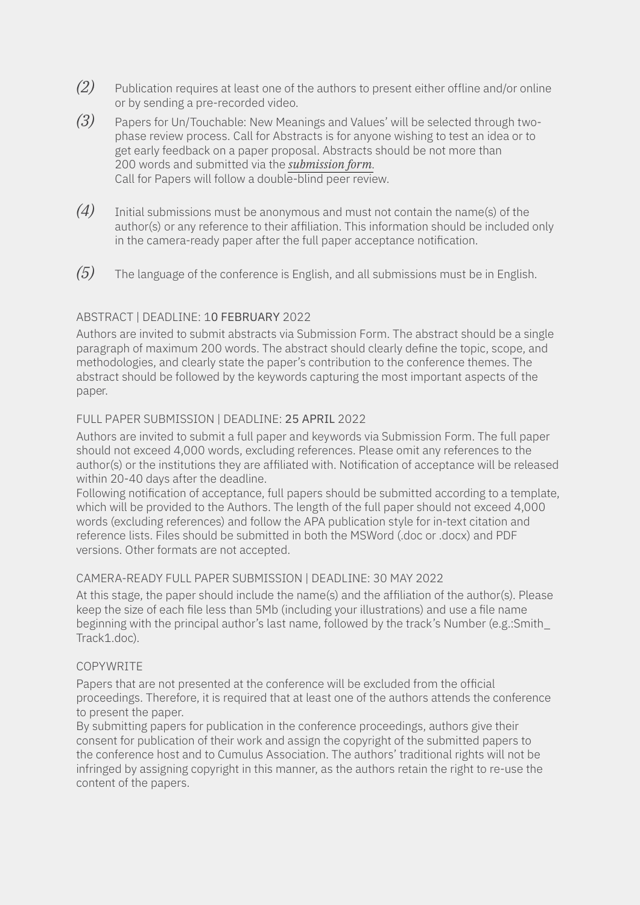*(2)* Publication requires at least one of the authors to present either offline and/or online or by sending a pre-recorded video.

*(3)* Papers for Un/Touchable: New Meanings and Values' will be selected through two-phase review process. Call for Abstracts is for anyone wishing to test an idea or to get early feedback on a paper proposal. Abstracts should be not more than 200 words and submitted via the ***submission form***.
Call for Papers will follow a double-blind peer review.

*(4)* Initial submissions must be anonymous and must not contain the name(s) of the author(s) or any reference to their affiliation. This information should be included only in the camera-ready paper after the full paper acceptance notification.

*(5)* The language of the conference is English, and all submissions must be in English.

ABSTRACT | DEADLINE: 10 FEBRUARY 2022

Authors are invited to submit abstracts via Submission Form. The abstract should be a single paragraph of maximum 200 words. The abstract should clearly define the topic, scope, and methodologies, and clearly state the paper's contribution to the conference themes. The abstract should be followed by the keywords capturing the most important aspects of the paper.

FULL PAPER SUBMISSION | DEADLINE: 25 APRIL 2022

Authors are invited to submit a full paper and keywords via Submission Form. The full paper should not exceed 4,000 words, excluding references. Please omit any references to the author(s) or the institutions they are affiliated with. Notification of acceptance will be released within 20-40 days after the deadline.
Following notification of acceptance, full papers should be submitted according to a template, which will be provided to the Authors. The length of the full paper should not exceed 4,000 words (excluding references) and follow the APA publication style for in-text citation and reference lists. Files should be submitted in both the MSWord (.doc or .docx) and PDF versions. Other formats are not accepted.

CAMERA-READY FULL PAPER SUBMISSION | DEADLINE: 30 MAY 2022

At this stage, the paper should include the name(s) and the affiliation of the author(s). Please keep the size of each file less than 5Mb (including your illustrations) and use a file name beginning with the principal author's last name, followed by the track's Number (e.g.:Smith_Track1.doc).

COPYWRITE

Papers that are not presented at the conference will be excluded from the official proceedings. Therefore, it is required that at least one of the authors attends the conference to present the paper.
By submitting papers for publication in the conference proceedings, authors give their consent for publication of their work and assign the copyright of the submitted papers to the conference host and to Cumulus Association. The authors' traditional rights will not be infringed by assigning copyright in this manner, as the authors retain the right to re-use the content of the papers.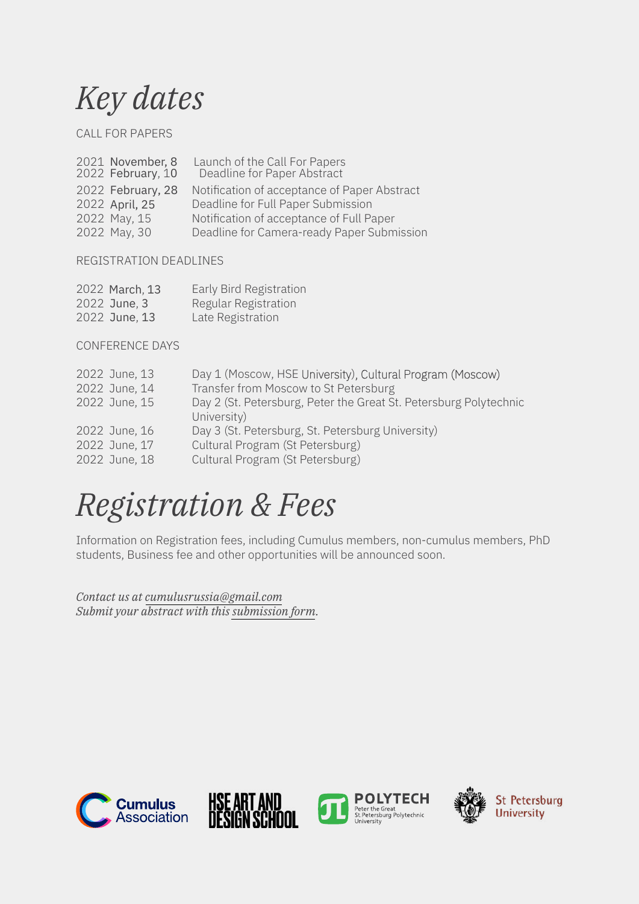# *Key dates*

CALL FOR PAPERS

| | |
|---|---|
| 2021 November, 8 | Launch of the Call For Papers |
| 2022 February, 10 | Deadline for Paper Abstract |
| 2022 February, 28 | Notification of acceptance of Paper Abstract |
| 2022 April, 25 | Deadline for Full Paper Submission |
| 2022 May, 15 | Notification of acceptance of Full Paper |
| 2022 May, 30 | Deadline for Camera-ready Paper Submission |

REGISTRATION DEADLINES

| | |
|---|---|
| 2022 March, 13 | Early Bird Registration |
| 2022 June, 3 | Regular Registration |
| 2022 June, 13 | Late Registration |

CONFERENCE DAYS

| | |
|---|---|
| 2022 June, 13 | Day 1 (Moscow, HSE University), Cultural Program (Moscow) |
| 2022 June, 14 | Transfer from Moscow to St Petersburg |
| 2022 June, 15 | Day 2 (St. Petersburg, Peter the Great St. Petersburg Polytechnic University) |
| 2022 June, 16 | Day 3 (St. Petersburg, St. Petersburg University) |
| 2022 June, 17 | Cultural Program (St Petersburg) |
| 2022 June, 18 | Cultural Program (St Petersburg) |

# *Registration & Fees*

Information on Registration fees, including Cumulus members, non-cumulus members, PhD students, Business fee and other opportunities will be announced soon.

*Contact us at cumulusrussia@gmail.com*
*Submit your abstract with this submission form.*

Cumulus Association
HSE ART AND DESIGN SCHOOL
POLYTECH Peter the Great St.Petersburg Polytechnic University
St Petersburg University